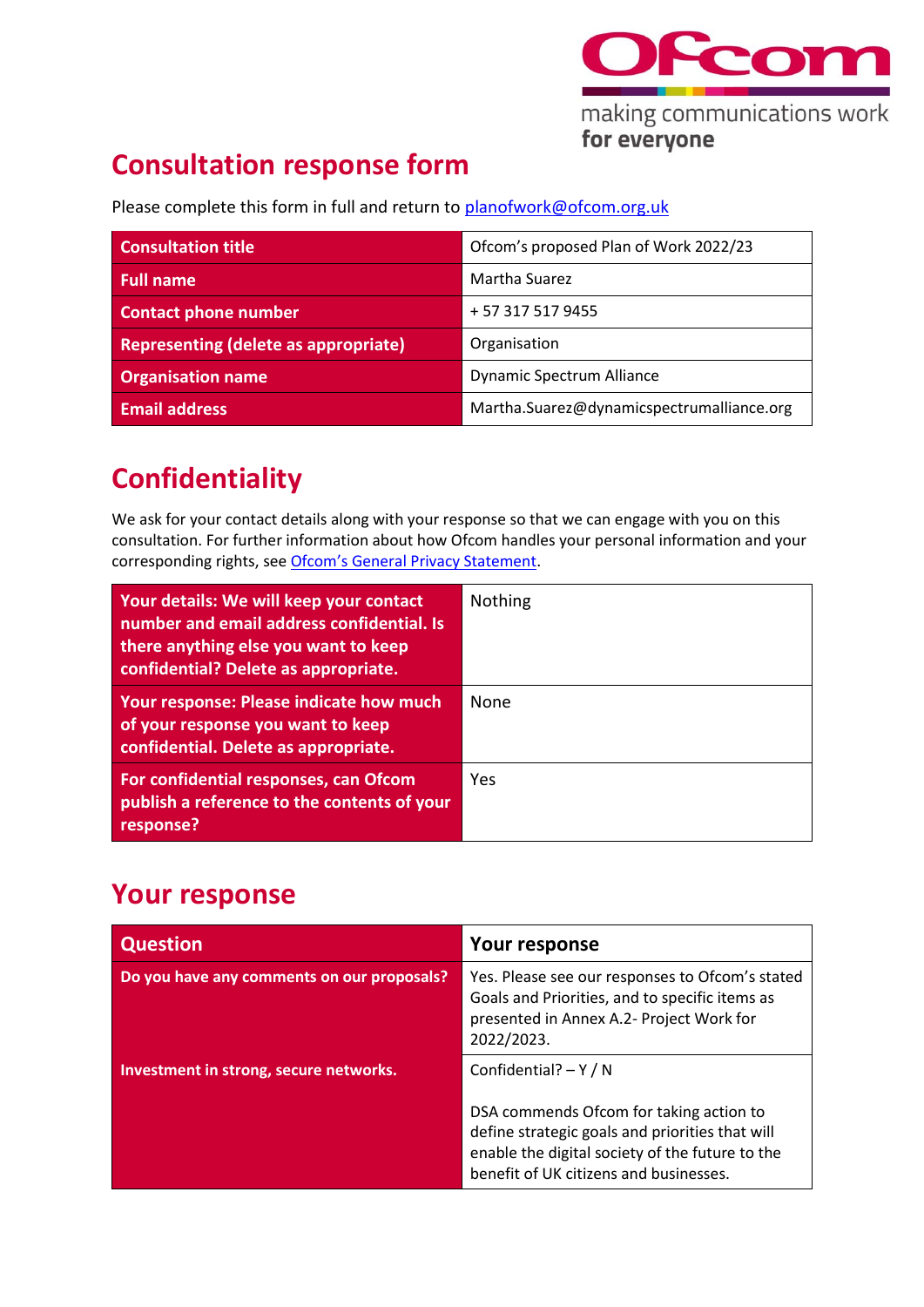Ofcom

making communications work
**for everyone**

# Consultation response form

Please complete this form in full and return to planofwork@ofcom.org.uk

| Consultation title | Ofcom's proposed Plan of Work 2022/23 |
|---|---|
| Full name | Martha Suarez |
| Contact phone number | + 57 317 517 9455 |
| Representing (delete as appropriate) | Organisation |
| Organisation name | Dynamic Spectrum Alliance |
| Email address | Martha.Suarez@dynamicspectrumalliance.org |

# Confidentiality

We ask for your contact details along with your response so that we can engage with you on this consultation. For further information about how Ofcom handles your personal information and your corresponding rights, see Ofcom's General Privacy Statement.

| Your details: We will keep your contact number and email address confidential. Is there anything else you want to keep confidential? Delete as appropriate. | Nothing |
|---|---|
| Your response: Please indicate how much of your response you want to keep confidential. Delete as appropriate. | None |
| For confidential responses, can Ofcom publish a reference to the contents of your response? | Yes |

# Your response

| Question | Your response |
|---|---|
| Do you have any comments on our proposals? | Yes. Please see our responses to Ofcom's stated Goals and Priorities, and to specific items as presented in Annex A.2- Project Work for 2022/2023. |
| Investment in strong, secure networks. | Confidential? – Y / N<br><br>DSA commends Ofcom for taking action to define strategic goals and priorities that will enable the digital society of the future to the benefit of UK citizens and businesses. |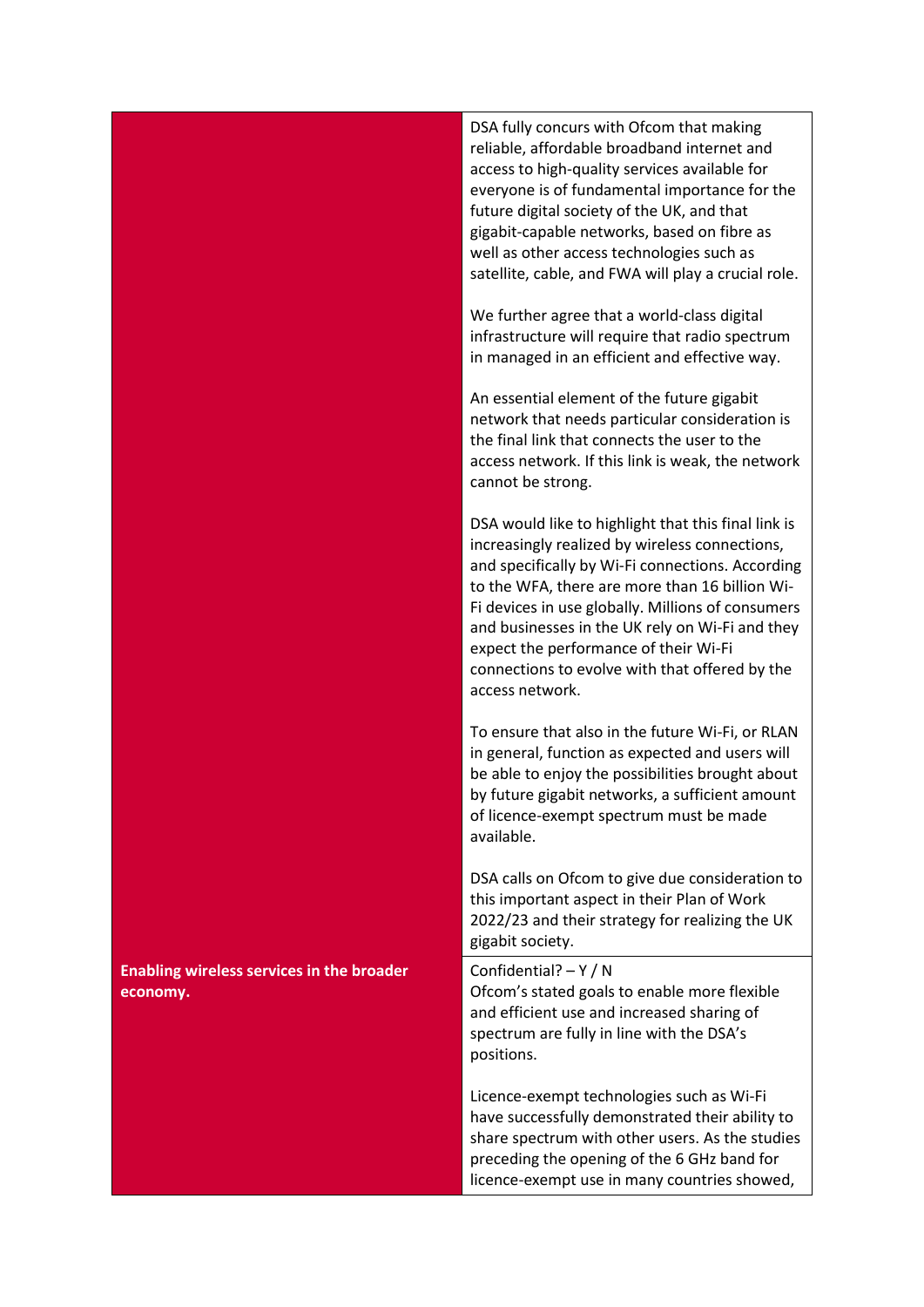| | |
|---|---|
| | DSA fully concurs with Ofcom that making reliable, affordable broadband internet and access to high-quality services available for everyone is of fundamental importance for the future digital society of the UK, and that gigabit-capable networks, based on fibre as well as other access technologies such as satellite, cable, and FWA will play a crucial role.<br><br>We further agree that a world-class digital infrastructure will require that radio spectrum in managed in an efficient and effective way.<br><br>An essential element of the future gigabit network that needs particular consideration is the final link that connects the user to the access network. If this link is weak, the network cannot be strong.<br><br>DSA would like to highlight that this final link is increasingly realized by wireless connections, and specifically by Wi-Fi connections. According to the WFA, there are more than 16 billion Wi-Fi devices in use globally. Millions of consumers and businesses in the UK rely on Wi-Fi and they expect the performance of their Wi-Fi connections to evolve with that offered by the access network.<br><br>To ensure that also in the future Wi-Fi, or RLAN in general, function as expected and users will be able to enjoy the possibilities brought about by future gigabit networks, a sufficient amount of licence-exempt spectrum must be made available.<br><br>DSA calls on Ofcom to give due consideration to this important aspect in their Plan of Work 2022/23 and their strategy for realizing the UK gigabit society. |
| **Enabling wireless services in the broader economy.** | Confidential? – Y / N<br>Ofcom's stated goals to enable more flexible and efficient use and increased sharing of spectrum are fully in line with the DSA's positions.<br><br>Licence-exempt technologies such as Wi-Fi have successfully demonstrated their ability to share spectrum with other users. As the studies preceding the opening of the 6 GHz band for licence-exempt use in many countries showed, |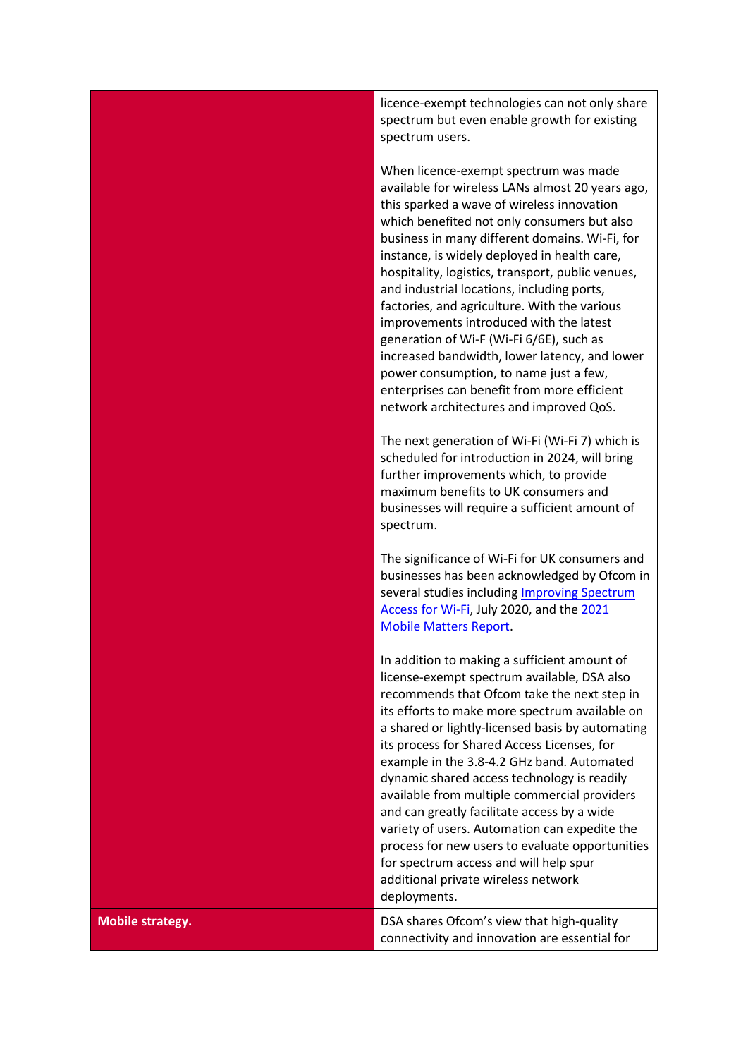| | |
|---|---|
| | licence-exempt technologies can not only share spectrum but even enable growth for existing spectrum users.<br><br>When licence-exempt spectrum was made available for wireless LANs almost 20 years ago, this sparked a wave of wireless innovation which benefited not only consumers but also business in many different domains. Wi-Fi, for instance, is widely deployed in health care, hospitality, logistics, transport, public venues, and industrial locations, including ports, factories, and agriculture. With the various improvements introduced with the latest generation of Wi-F (Wi-Fi 6/6E), such as increased bandwidth, lower latency, and lower power consumption, to name just a few, enterprises can benefit from more efficient network architectures and improved QoS.<br><br>The next generation of Wi-Fi (Wi-Fi 7) which is scheduled for introduction in 2024, will bring further improvements which, to provide maximum benefits to UK consumers and businesses will require a sufficient amount of spectrum.<br><br>The significance of Wi-Fi for UK consumers and businesses has been acknowledged by Ofcom in several studies including Improving Spectrum Access for Wi-Fi, July 2020, and the 2021 Mobile Matters Report.<br><br>In addition to making a sufficient amount of license-exempt spectrum available, DSA also recommends that Ofcom take the next step in its efforts to make more spectrum available on a shared or lightly-licensed basis by automating its process for Shared Access Licenses, for example in the 3.8-4.2 GHz band. Automated dynamic shared access technology is readily available from multiple commercial providers and can greatly facilitate access by a wide variety of users. Automation can expedite the process for new users to evaluate opportunities for spectrum access and will help spur additional private wireless network deployments. |
| **Mobile strategy.** | DSA shares Ofcom's view that high-quality connectivity and innovation are essential for |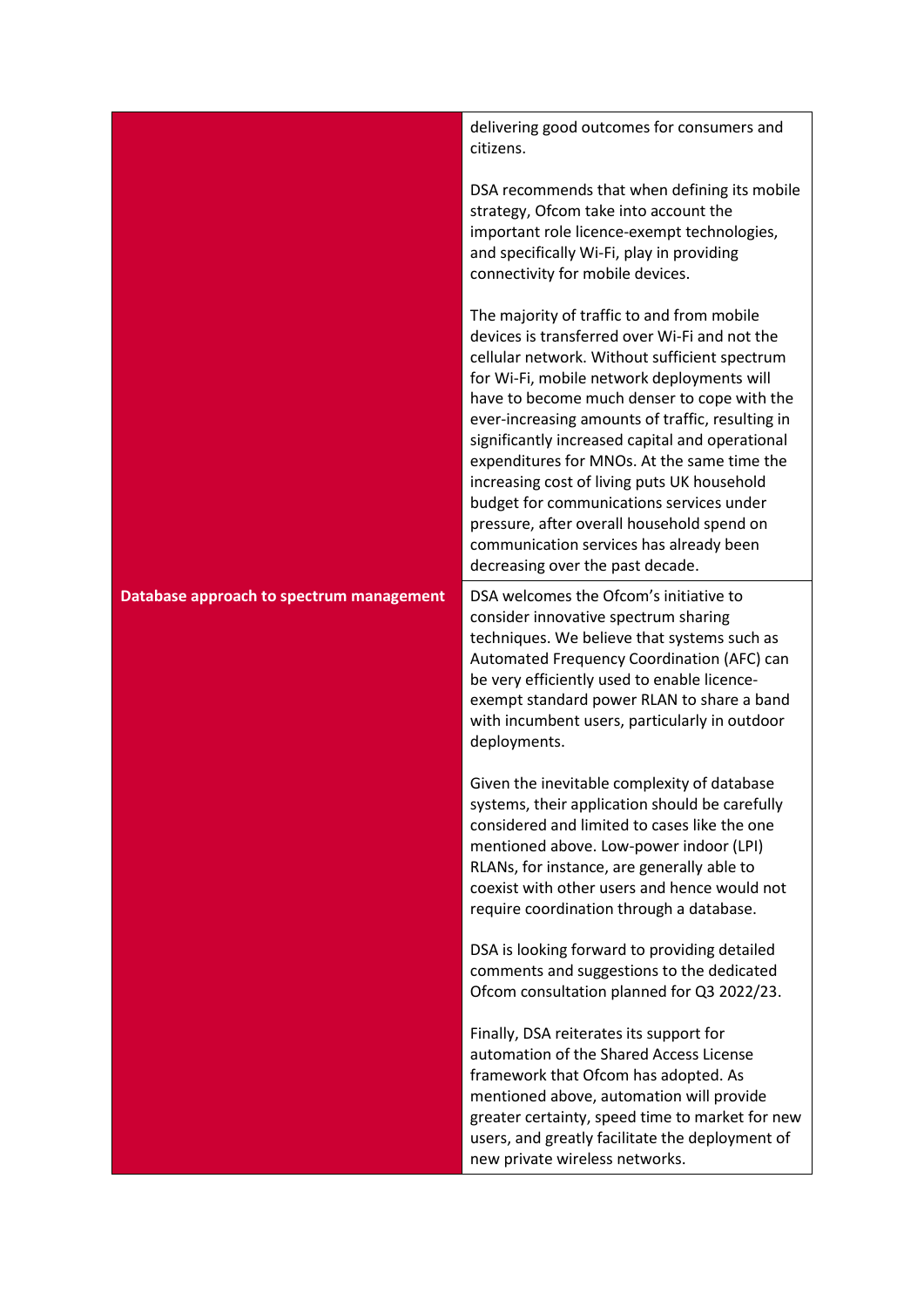| | |
|---|---|
| | delivering good outcomes for consumers and citizens.<br><br>DSA recommends that when defining its mobile strategy, Ofcom take into account the important role licence-exempt technologies, and specifically Wi-Fi, play in providing connectivity for mobile devices.<br><br>The majority of traffic to and from mobile devices is transferred over Wi-Fi and not the cellular network. Without sufficient spectrum for Wi-Fi, mobile network deployments will have to become much denser to cope with the ever-increasing amounts of traffic, resulting in significantly increased capital and operational expenditures for MNOs. At the same time the increasing cost of living puts UK household budget for communications services under pressure, after overall household spend on communication services has already been decreasing over the past decade. |
| **Database approach to spectrum management** | DSA welcomes the Ofcom's initiative to consider innovative spectrum sharing techniques. We believe that systems such as Automated Frequency Coordination (AFC) can be very efficiently used to enable licence-exempt standard power RLAN to share a band with incumbent users, particularly in outdoor deployments.<br><br>Given the inevitable complexity of database systems, their application should be carefully considered and limited to cases like the one mentioned above. Low-power indoor (LPI) RLANs, for instance, are generally able to coexist with other users and hence would not require coordination through a database.<br><br>DSA is looking forward to providing detailed comments and suggestions to the dedicated Ofcom consultation planned for Q3 2022/23.<br><br>Finally, DSA reiterates its support for automation of the Shared Access License framework that Ofcom has adopted. As mentioned above, automation will provide greater certainty, speed time to market for new users, and greatly facilitate the deployment of new private wireless networks. |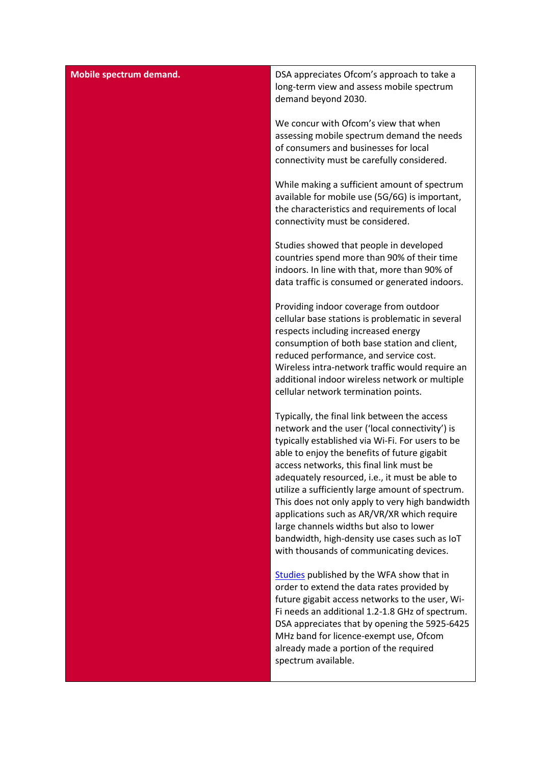| Mobile spectrum demand. | DSA appreciates Ofcom's approach to take a long-term view and assess mobile spectrum demand beyond 2030.<br><br>We concur with Ofcom's view that when assessing mobile spectrum demand the needs of consumers and businesses for local connectivity must be carefully considered.<br><br>While making a sufficient amount of spectrum available for mobile use (5G/6G) is important, the characteristics and requirements of local connectivity must be considered.<br><br>Studies showed that people in developed countries spend more than 90% of their time indoors. In line with that, more than 90% of data traffic is consumed or generated indoors.<br><br>Providing indoor coverage from outdoor cellular base stations is problematic in several respects including increased energy consumption of both base station and client, reduced performance, and service cost. Wireless intra-network traffic would require an additional indoor wireless network or multiple cellular network termination points.<br><br>Typically, the final link between the access network and the user ('local connectivity') is typically established via Wi-Fi. For users to be able to enjoy the benefits of future gigabit access networks, this final link must be adequately resourced, i.e., it must be able to utilize a sufficiently large amount of spectrum. This does not only apply to very high bandwidth applications such as AR/VR/XR which require large channels widths but also to lower bandwidth, high-density use cases such as IoT with thousands of communicating devices.<br><br>Studies published by the WFA show that in order to extend the data rates provided by future gigabit access networks to the user, Wi-Fi needs an additional 1.2-1.8 GHz of spectrum. DSA appreciates that by opening the 5925-6425 MHz band for licence-exempt use, Ofcom already made a portion of the required spectrum available. |
|---|---|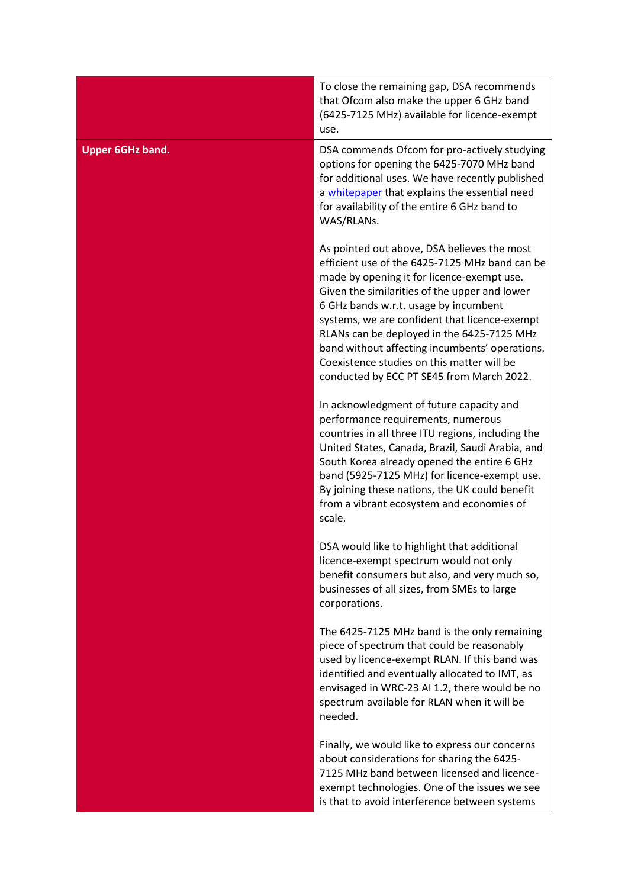| | |
|---|---|
| | To close the remaining gap, DSA recommends that Ofcom also make the upper 6 GHz band (6425-7125 MHz) available for licence-exempt use. |
| **Upper 6GHz band.** | DSA commends Ofcom for pro-actively studying options for opening the 6425-7070 MHz band for additional uses. We have recently published a whitepaper that explains the essential need for availability of the entire 6 GHz band to WAS/RLANs.<br><br>As pointed out above, DSA believes the most efficient use of the 6425-7125 MHz band can be made by opening it for licence-exempt use. Given the similarities of the upper and lower 6 GHz bands w.r.t. usage by incumbent systems, we are confident that licence-exempt RLANs can be deployed in the 6425-7125 MHz band without affecting incumbents' operations. Coexistence studies on this matter will be conducted by ECC PT SE45 from March 2022.<br><br>In acknowledgment of future capacity and performance requirements, numerous countries in all three ITU regions, including the United States, Canada, Brazil, Saudi Arabia, and South Korea already opened the entire 6 GHz band (5925-7125 MHz) for licence-exempt use. By joining these nations, the UK could benefit from a vibrant ecosystem and economies of scale.<br><br>DSA would like to highlight that additional licence-exempt spectrum would not only benefit consumers but also, and very much so, businesses of all sizes, from SMEs to large corporations.<br><br>The 6425-7125 MHz band is the only remaining piece of spectrum that could be reasonably used by licence-exempt RLAN. If this band was identified and eventually allocated to IMT, as envisaged in WRC-23 AI 1.2, there would be no spectrum available for RLAN when it will be needed.<br><br>Finally, we would like to express our concerns about considerations for sharing the 6425-7125 MHz band between licensed and licence-exempt technologies. One of the issues we see is that to avoid interference between systems |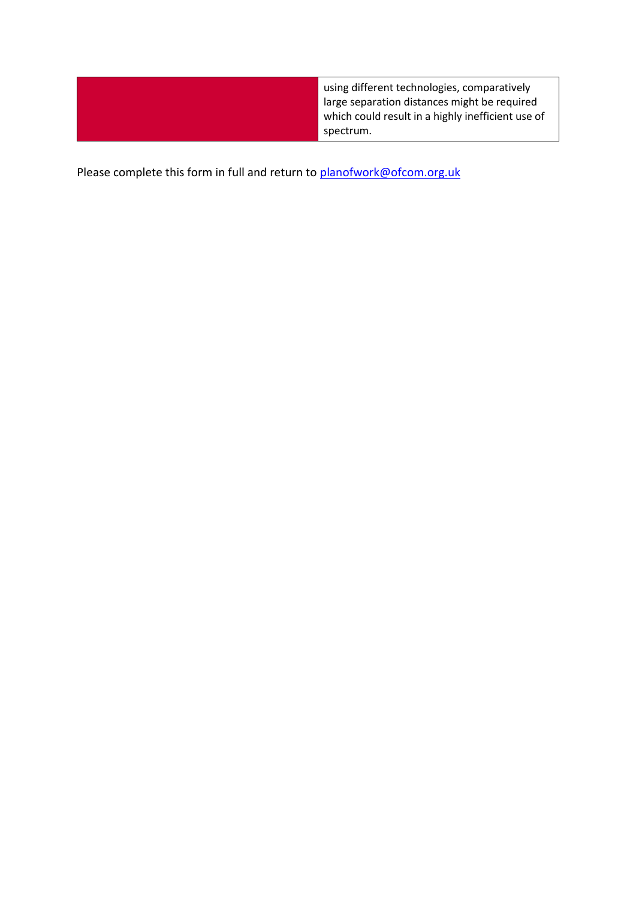| | |
|---|---|
| | using different technologies, comparatively large separation distances might be required which could result in a highly inefficient use of spectrum. |

Please complete this form in full and return to planofwork@ofcom.org.uk